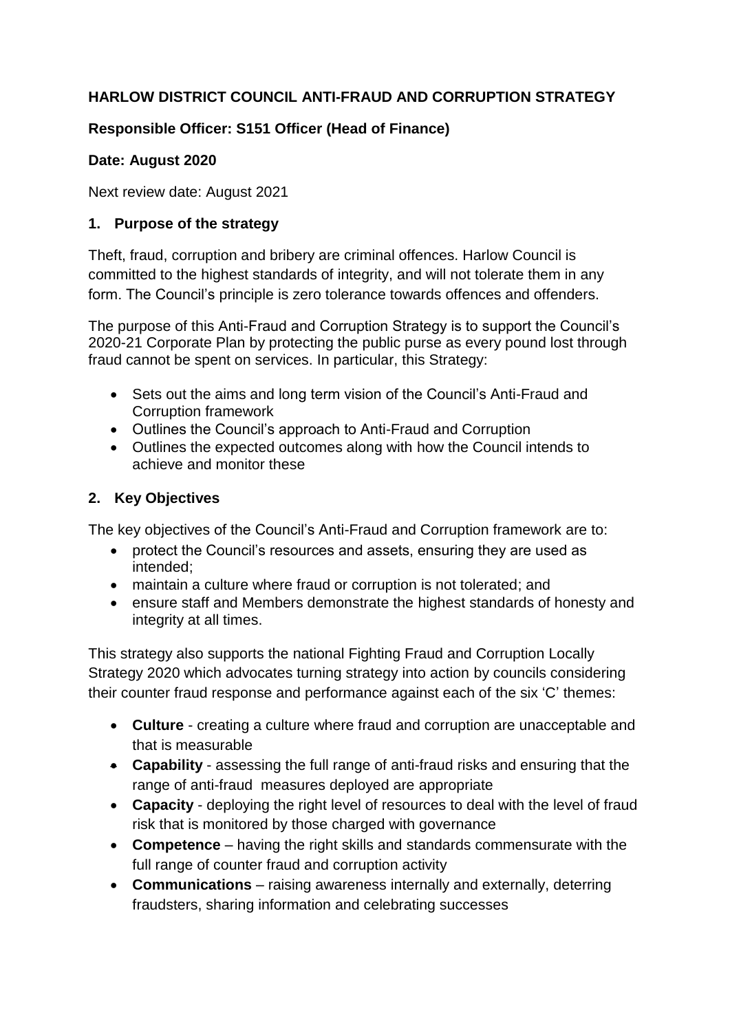**HARLOW DISTRICT COUNCIL ANTI-FRAUD AND CORRUPTION STRATEGY**

**Responsible Officer: S151 Officer (Head of Finance)**

**Date: August 2020**

Next review date: August 2021

## 1. Purpose of the strategy

Theft, fraud, corruption and bribery are criminal offences. Harlow Council is committed to the highest standards of integrity, and will not tolerate them in any form. The Council's principle is zero tolerance towards offences and offenders.

The purpose of this Anti-Fraud and Corruption Strategy is to support the Council's 2020-21 Corporate Plan by protecting the public purse as every pound lost through fraud cannot be spent on services. In particular, this Strategy:

- Sets out the aims and long term vision of the Council's Anti-Fraud and Corruption framework
- Outlines the Council's approach to Anti-Fraud and Corruption
- Outlines the expected outcomes along with how the Council intends to achieve and monitor these

## 2. Key Objectives

The key objectives of the Council's Anti-Fraud and Corruption framework are to:

- protect the Council's resources and assets, ensuring they are used as intended;
- maintain a culture where fraud or corruption is not tolerated; and
- ensure staff and Members demonstrate the highest standards of honesty and integrity at all times.

This strategy also supports the national Fighting Fraud and Corruption Locally Strategy 2020 which advocates turning strategy into action by councils considering their counter fraud response and performance against each of the six 'C' themes:

- **Culture** - creating a culture where fraud and corruption are unacceptable and that is measurable
- **Capability** - assessing the full range of anti-fraud risks and ensuring that the range of anti-fraud measures deployed are appropriate
- **Capacity** - deploying the right level of resources to deal with the level of fraud risk that is monitored by those charged with governance
- **Competence** – having the right skills and standards commensurate with the full range of counter fraud and corruption activity
- **Communications** – raising awareness internally and externally, deterring fraudsters, sharing information and celebrating successes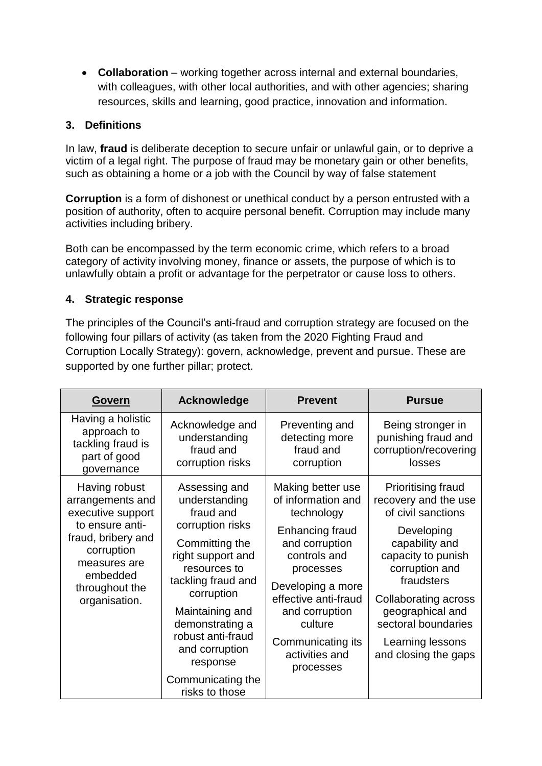- **Collaboration** – working together across internal and external boundaries, with colleagues, with other local authorities, and with other agencies; sharing resources, skills and learning, good practice, innovation and information.

### 3. Definitions

In law, **fraud** is deliberate deception to secure unfair or unlawful gain, or to deprive a victim of a legal right. The purpose of fraud may be monetary gain or other benefits, such as obtaining a home or a job with the Council by way of false statement

**Corruption** is a form of dishonest or unethical conduct by a person entrusted with a position of authority, often to acquire personal benefit. Corruption may include many activities including bribery.

Both can be encompassed by the term economic crime, which refers to a broad category of activity involving money, finance or assets, the purpose of which is to unlawfully obtain a profit or advantage for the perpetrator or cause loss to others.

### 4. Strategic response

The principles of the Council's anti-fraud and corruption strategy are focused on the following four pillars of activity (as taken from the 2020 Fighting Fraud and Corruption Locally Strategy): govern, acknowledge, prevent and pursue. These are supported by one further pillar; protect.

| **Govern** | **Acknowledge** | **Prevent** | **Pursue** |
|---|---|---|---|
| Having a holistic approach to tackling fraud is part of good governance | Acknowledge and understanding fraud and corruption risks | Preventing and detecting more fraud and corruption | Being stronger in punishing fraud and corruption/recovering losses |
| Having robust arrangements and executive support to ensure anti-fraud, bribery and corruption measures are embedded throughout the organisation. | Assessing and understanding fraud and corruption risks<br><br>Committing the right support and resources to tackling fraud and corruption<br><br>Maintaining and demonstrating a robust anti-fraud and corruption response<br><br>Communicating the risks to those | Making better use of information and technology<br><br>Enhancing fraud and corruption controls and processes<br><br>Developing a more effective anti-fraud and corruption culture<br><br>Communicating its activities and processes | Prioritising fraud recovery and the use of civil sanctions<br><br>Developing capability and capacity to punish corruption and fraudsters<br><br>Collaborating across geographical and sectoral boundaries<br><br>Learning lessons and closing the gaps |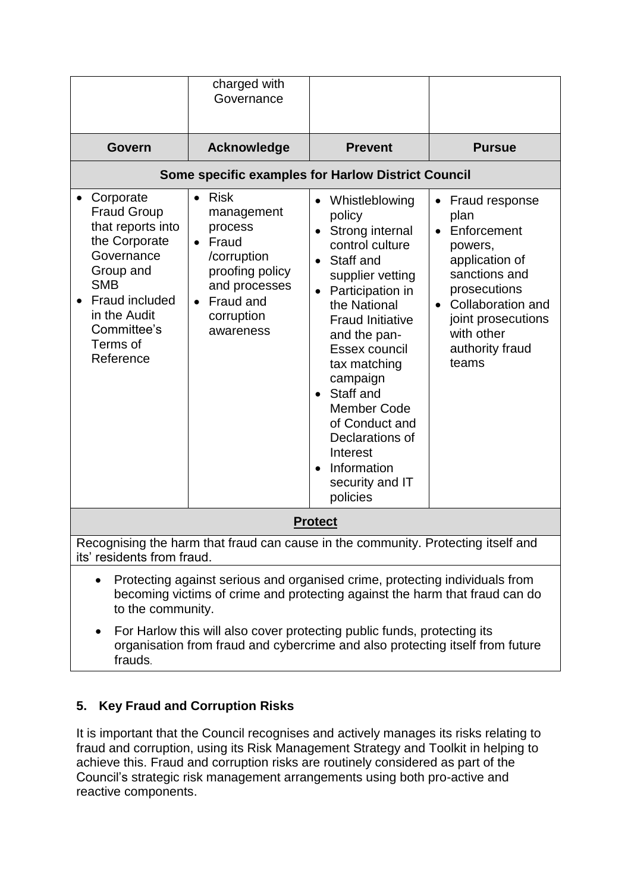| | charged with Governance | | |
|---|---|---|---|
| **Govern** | **Acknowledge** | **Prevent** | **Pursue** |
| **Some specific examples for Harlow District Council** | | | |
| • Corporate Fraud Group that reports into the Corporate Governance Group and SMB<br>• Fraud included in the Audit Committee's Terms of Reference | • Risk management process<br>• Fraud /corruption proofing policy and processes<br>• Fraud and corruption awareness | • Whistleblowing policy<br>• Strong internal control culture<br>• Staff and supplier vetting<br>• Participation in the National Fraud Initiative and the pan-Essex council tax matching campaign<br>• Staff and Member Code of Conduct and Declarations of Interest<br>• Information security and IT policies | • Fraud response plan<br>• Enforcement powers, application of sanctions and prosecutions<br>• Collaboration and joint prosecutions with other authority fraud teams |
| **Protect** | | | |
| Recognising the harm that fraud can cause in the community. Protecting itself and its' residents from fraud. | | | |
| • Protecting against serious and organised crime, protecting individuals from becoming victims of crime and protecting against the harm that fraud can do to the community.<br>• For Harlow this will also cover protecting public funds, protecting its organisation from fraud and cybercrime and also protecting itself from future frauds. | | | |

## 5. Key Fraud and Corruption Risks

It is important that the Council recognises and actively manages its risks relating to fraud and corruption, using its Risk Management Strategy and Toolkit in helping to achieve this. Fraud and corruption risks are routinely considered as part of the Council's strategic risk management arrangements using both pro-active and reactive components.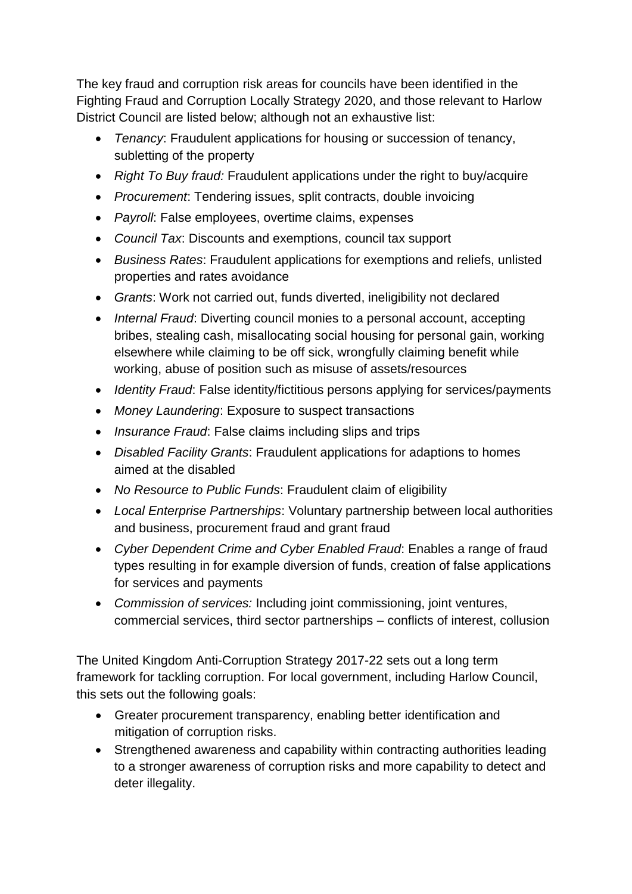The key fraud and corruption risk areas for councils have been identified in the Fighting Fraud and Corruption Locally Strategy 2020, and those relevant to Harlow District Council are listed below; although not an exhaustive list:

- *Tenancy*: Fraudulent applications for housing or succession of tenancy, subletting of the property
- *Right To Buy fraud:* Fraudulent applications under the right to buy/acquire
- *Procurement*: Tendering issues, split contracts, double invoicing
- *Payroll*: False employees, overtime claims, expenses
- *Council Tax*: Discounts and exemptions, council tax support
- *Business Rates*: Fraudulent applications for exemptions and reliefs, unlisted properties and rates avoidance
- *Grants*: Work not carried out, funds diverted, ineligibility not declared
- *Internal Fraud*: Diverting council monies to a personal account, accepting bribes, stealing cash, misallocating social housing for personal gain, working elsewhere while claiming to be off sick, wrongfully claiming benefit while working, abuse of position such as misuse of assets/resources
- *Identity Fraud*: False identity/fictitious persons applying for services/payments
- *Money Laundering*: Exposure to suspect transactions
- *Insurance Fraud*: False claims including slips and trips
- *Disabled Facility Grants*: Fraudulent applications for adaptions to homes aimed at the disabled
- *No Resource to Public Funds*: Fraudulent claim of eligibility
- *Local Enterprise Partnerships*: Voluntary partnership between local authorities and business, procurement fraud and grant fraud
- *Cyber Dependent Crime and Cyber Enabled Fraud*: Enables a range of fraud types resulting in for example diversion of funds, creation of false applications for services and payments
- *Commission of services:* Including joint commissioning, joint ventures, commercial services, third sector partnerships – conflicts of interest, collusion

The United Kingdom Anti-Corruption Strategy 2017-22 sets out a long term framework for tackling corruption. For local government, including Harlow Council, this sets out the following goals:

- Greater procurement transparency, enabling better identification and mitigation of corruption risks.
- Strengthened awareness and capability within contracting authorities leading to a stronger awareness of corruption risks and more capability to detect and deter illegality.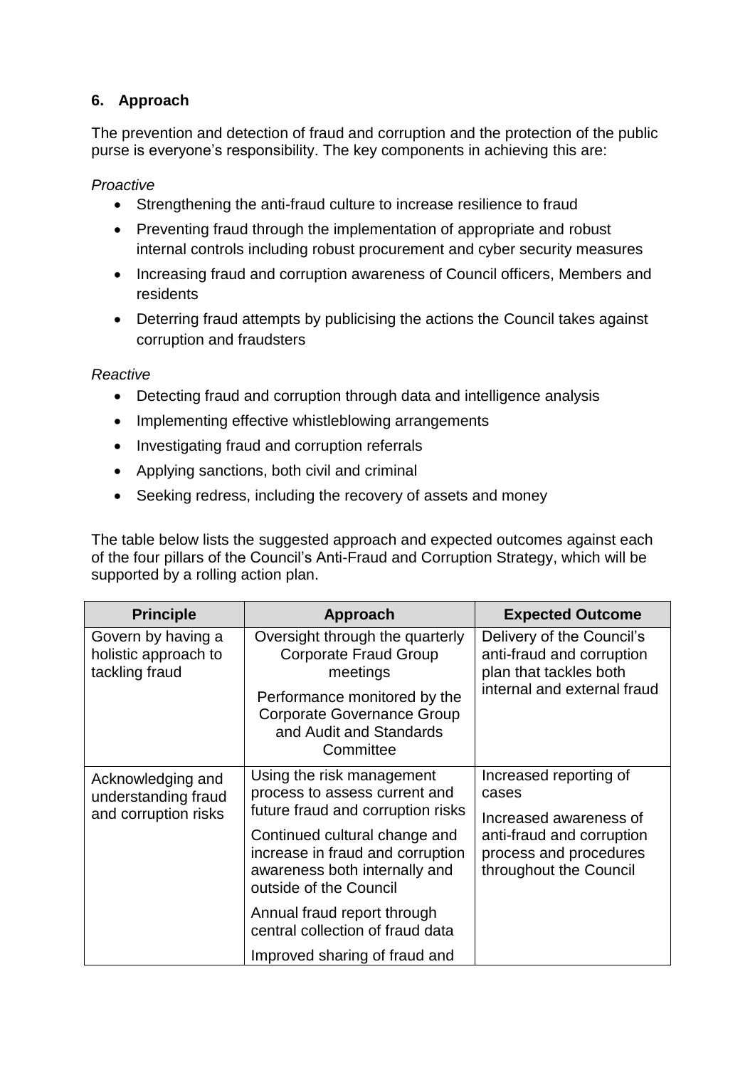## 6. Approach

The prevention and detection of fraud and corruption and the protection of the public purse is everyone's responsibility. The key components in achieving this are:

*Proactive*

- Strengthening the anti-fraud culture to increase resilience to fraud
- Preventing fraud through the implementation of appropriate and robust internal controls including robust procurement and cyber security measures
- Increasing fraud and corruption awareness of Council officers, Members and residents
- Deterring fraud attempts by publicising the actions the Council takes against corruption and fraudsters

*Reactive*

- Detecting fraud and corruption through data and intelligence analysis
- Implementing effective whistleblowing arrangements
- Investigating fraud and corruption referrals
- Applying sanctions, both civil and criminal
- Seeking redress, including the recovery of assets and money

The table below lists the suggested approach and expected outcomes against each of the four pillars of the Council's Anti-Fraud and Corruption Strategy, which will be supported by a rolling action plan.

| Principle | Approach | Expected Outcome |
|---|---|---|
| Govern by having a holistic approach to tackling fraud | Oversight through the quarterly Corporate Fraud Group meetings<br><br>Performance monitored by the Corporate Governance Group and Audit and Standards Committee | Delivery of the Council's anti-fraud and corruption plan that tackles both internal and external fraud |
| Acknowledging and understanding fraud and corruption risks | Using the risk management process to assess current and future fraud and corruption risks<br><br>Continued cultural change and increase in fraud and corruption awareness both internally and outside of the Council<br><br>Annual fraud report through central collection of fraud data<br><br>Improved sharing of fraud and | Increased reporting of cases<br><br>Increased awareness of anti-fraud and corruption process and procedures throughout the Council |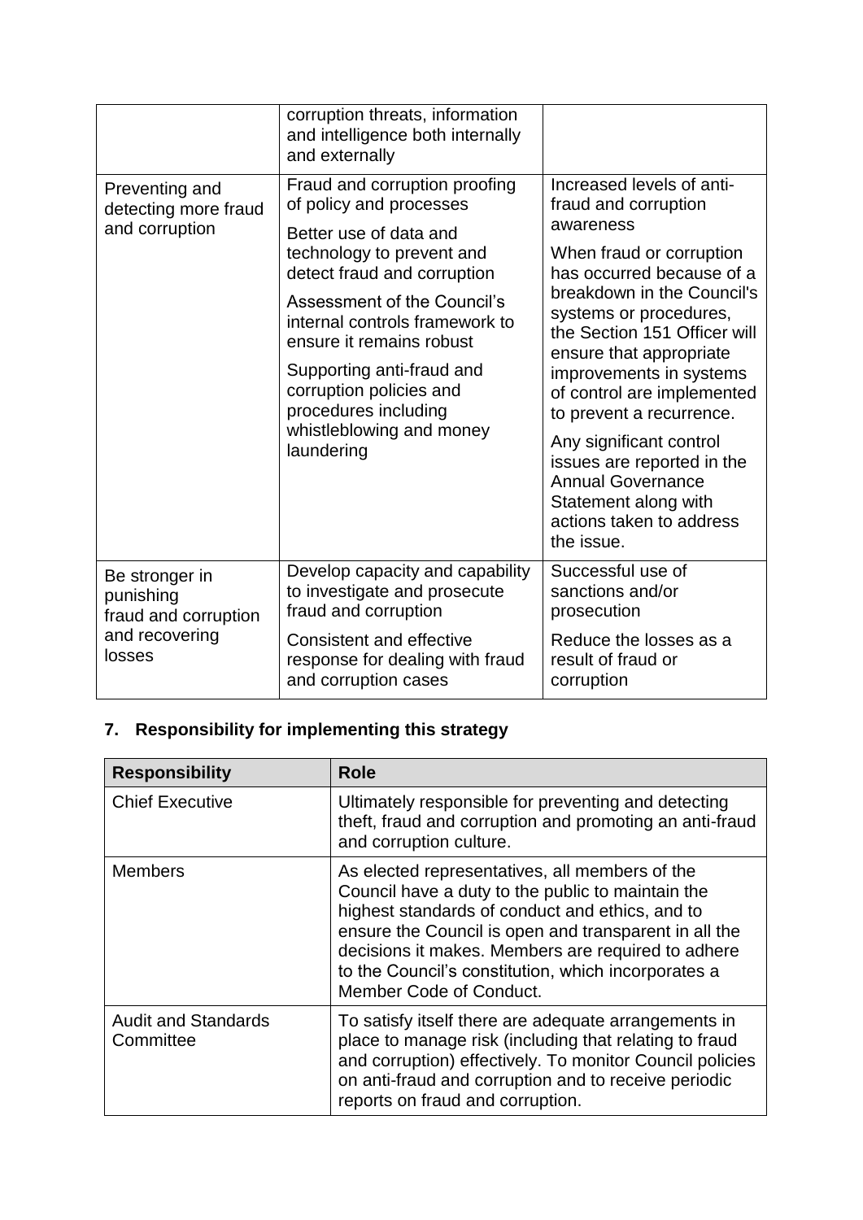| | corruption threats, information and intelligence both internally and externally | |
|---|---|---|
| Preventing and detecting more fraud and corruption | Fraud and corruption proofing of policy and processes<br><br>Better use of data and technology to prevent and detect fraud and corruption<br><br>Assessment of the Council's internal controls framework to ensure it remains robust<br><br>Supporting anti-fraud and corruption policies and procedures including whistleblowing and money laundering | Increased levels of anti-fraud and corruption awareness<br><br>When fraud or corruption has occurred because of a breakdown in the Council's systems or procedures, the Section 151 Officer will ensure that appropriate improvements in systems of control are implemented to prevent a recurrence.<br><br>Any significant control issues are reported in the Annual Governance Statement along with actions taken to address the issue. |
| Be stronger in punishing fraud and corruption and recovering losses | Develop capacity and capability to investigate and prosecute fraud and corruption<br><br>Consistent and effective response for dealing with fraud and corruption cases | Successful use of sanctions and/or prosecution<br><br>Reduce the losses as a result of fraud or corruption |

## 7. Responsibility for implementing this strategy

| Responsibility | Role |
|---|---|
| Chief Executive | Ultimately responsible for preventing and detecting theft, fraud and corruption and promoting an anti-fraud and corruption culture. |
| Members | As elected representatives, all members of the Council have a duty to the public to maintain the highest standards of conduct and ethics, and to ensure the Council is open and transparent in all the decisions it makes. Members are required to adhere to the Council's constitution, which incorporates a Member Code of Conduct. |
| Audit and Standards Committee | To satisfy itself there are adequate arrangements in place to manage risk (including that relating to fraud and corruption) effectively. To monitor Council policies on anti-fraud and corruption and to receive periodic reports on fraud and corruption. |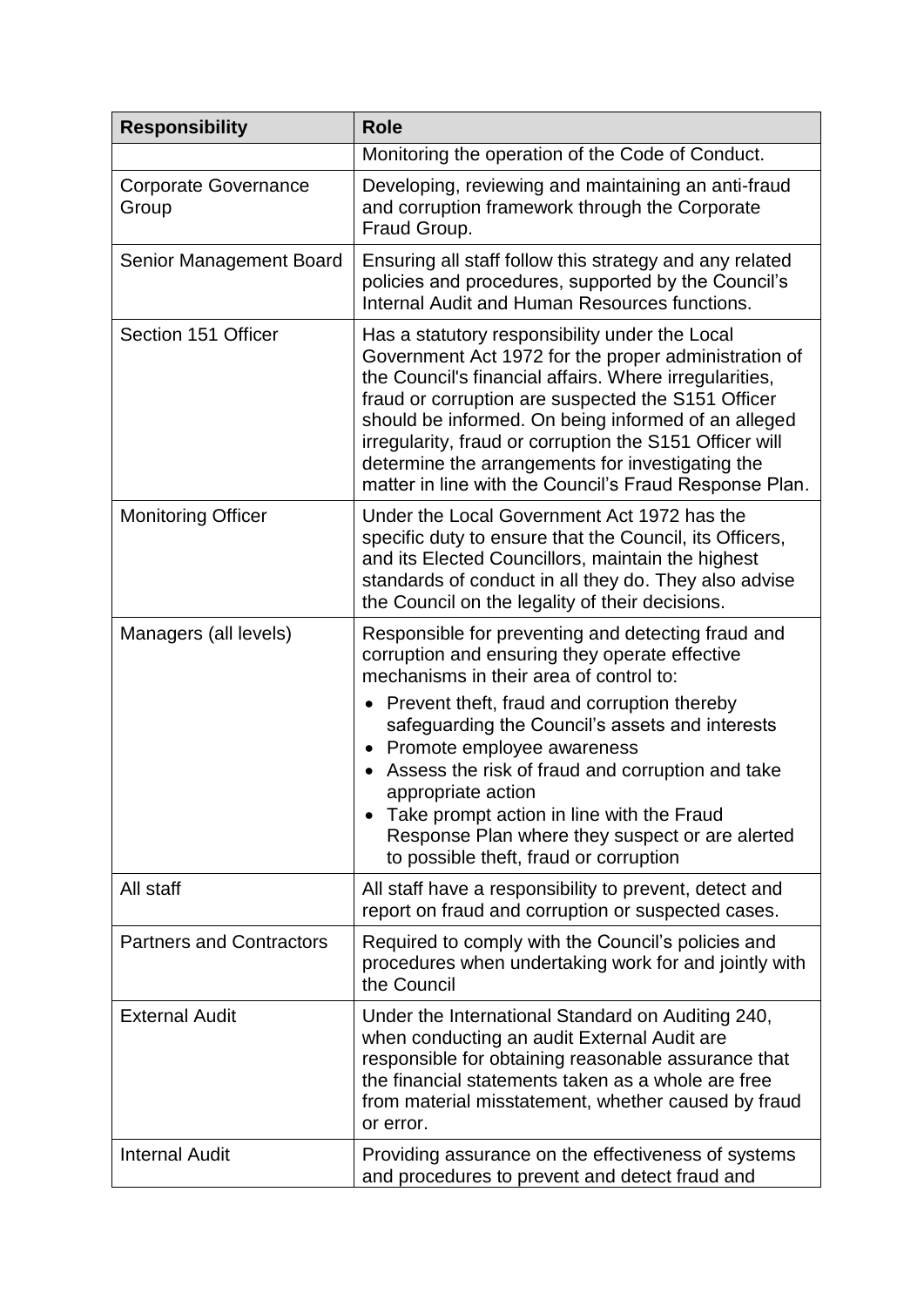| Responsibility | Role |
|---|---|
| | Monitoring the operation of the Code of Conduct. |
| Corporate Governance Group | Developing, reviewing and maintaining an anti-fraud and corruption framework through the Corporate Fraud Group. |
| Senior Management Board | Ensuring all staff follow this strategy and any related policies and procedures, supported by the Council's Internal Audit and Human Resources functions. |
| Section 151 Officer | Has a statutory responsibility under the Local Government Act 1972 for the proper administration of the Council's financial affairs. Where irregularities, fraud or corruption are suspected the S151 Officer should be informed. On being informed of an alleged irregularity, fraud or corruption the S151 Officer will determine the arrangements for investigating the matter in line with the Council's Fraud Response Plan. |
| Monitoring Officer | Under the Local Government Act 1972 has the specific duty to ensure that the Council, its Officers, and its Elected Councillors, maintain the highest standards of conduct in all they do. They also advise the Council on the legality of their decisions. |
| Managers (all levels) | Responsible for preventing and detecting fraud and corruption and ensuring they operate effective mechanisms in their area of control to:<br>• Prevent theft, fraud and corruption thereby safeguarding the Council's assets and interests<br>• Promote employee awareness<br>• Assess the risk of fraud and corruption and take appropriate action<br>• Take prompt action in line with the Fraud Response Plan where they suspect or are alerted to possible theft, fraud or corruption |
| All staff | All staff have a responsibility to prevent, detect and report on fraud and corruption or suspected cases. |
| Partners and Contractors | Required to comply with the Council's policies and procedures when undertaking work for and jointly with the Council |
| External Audit | Under the International Standard on Auditing 240, when conducting an audit External Audit are responsible for obtaining reasonable assurance that the financial statements taken as a whole are free from material misstatement, whether caused by fraud or error. |
| Internal Audit | Providing assurance on the effectiveness of systems and procedures to prevent and detect fraud and |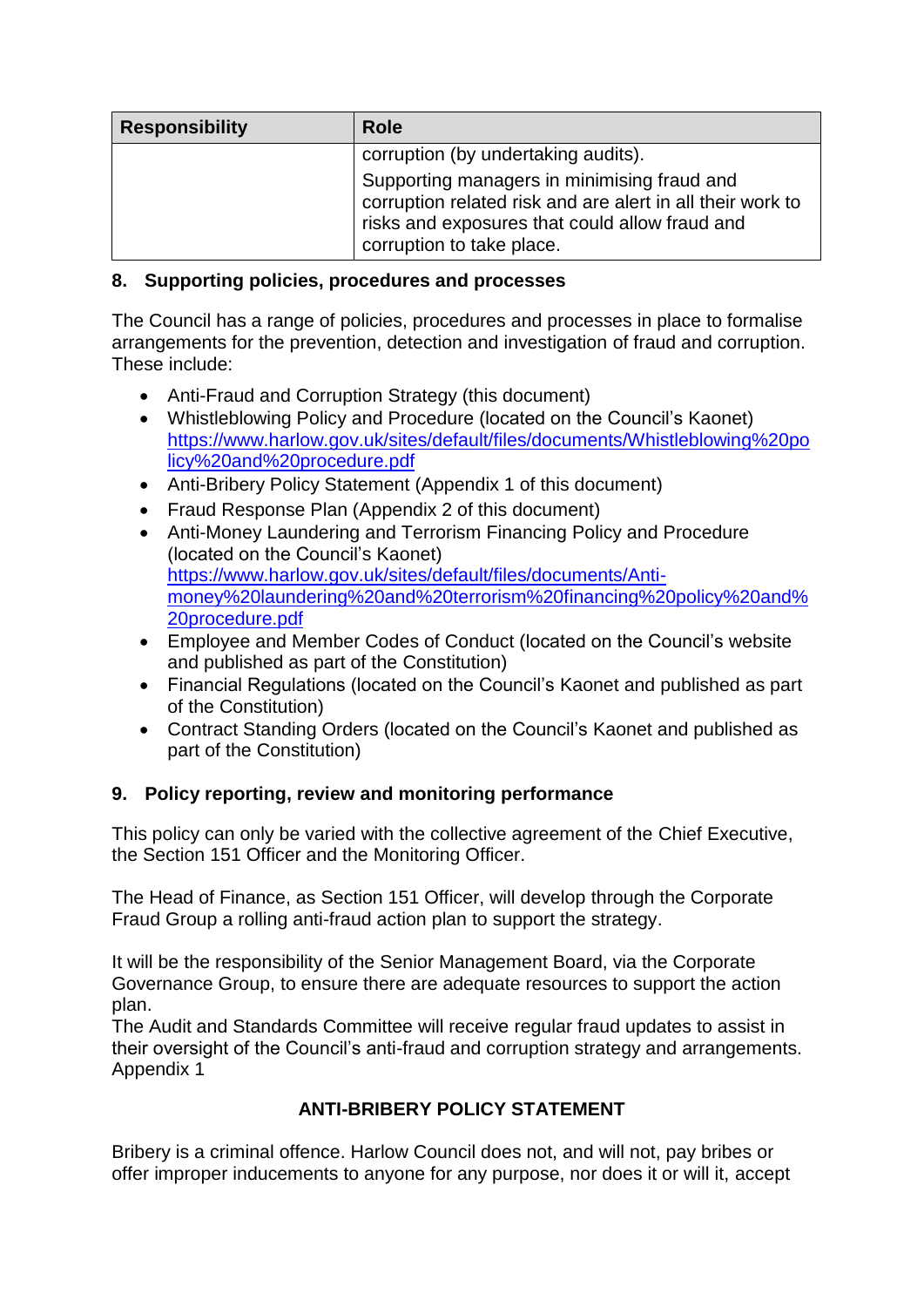| Responsibility | Role |
|---|---|
| | corruption (by undertaking audits).<br>Supporting managers in minimising fraud and corruption related risk and are alert in all their work to risks and exposures that could allow fraud and corruption to take place. |

## 8. Supporting policies, procedures and processes

The Council has a range of policies, procedures and processes in place to formalise arrangements for the prevention, detection and investigation of fraud and corruption. These include:

- Anti-Fraud and Corruption Strategy (this document)
- Whistleblowing Policy and Procedure (located on the Council's Kaonet) https://www.harlow.gov.uk/sites/default/files/documents/Whistleblowing%20policy%20and%20procedure.pdf
- Anti-Bribery Policy Statement (Appendix 1 of this document)
- Fraud Response Plan (Appendix 2 of this document)
- Anti-Money Laundering and Terrorism Financing Policy and Procedure (located on the Council's Kaonet) https://www.harlow.gov.uk/sites/default/files/documents/Anti-money%20laundering%20and%20terrorism%20financing%20policy%20and%20procedure.pdf
- Employee and Member Codes of Conduct (located on the Council's website and published as part of the Constitution)
- Financial Regulations (located on the Council's Kaonet and published as part of the Constitution)
- Contract Standing Orders (located on the Council's Kaonet and published as part of the Constitution)

## 9. Policy reporting, review and monitoring performance

This policy can only be varied with the collective agreement of the Chief Executive, the Section 151 Officer and the Monitoring Officer.

The Head of Finance, as Section 151 Officer, will develop through the Corporate Fraud Group a rolling anti-fraud action plan to support the strategy.

It will be the responsibility of the Senior Management Board, via the Corporate Governance Group, to ensure there are adequate resources to support the action plan.
The Audit and Standards Committee will receive regular fraud updates to assist in their oversight of the Council's anti-fraud and corruption strategy and arrangements.
Appendix 1

## ANTI-BRIBERY POLICY STATEMENT

Bribery is a criminal offence. Harlow Council does not, and will not, pay bribes or offer improper inducements to anyone for any purpose, nor does it or will it, accept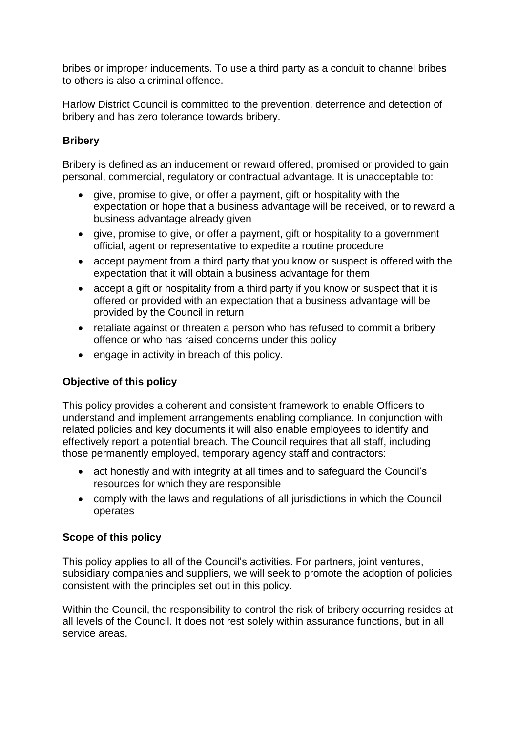bribes or improper inducements. To use a third party as a conduit to channel bribes to others is also a criminal offence.

Harlow District Council is committed to the prevention, deterrence and detection of bribery and has zero tolerance towards bribery.

### Bribery

Bribery is defined as an inducement or reward offered, promised or provided to gain personal, commercial, regulatory or contractual advantage. It is unacceptable to:

- give, promise to give, or offer a payment, gift or hospitality with the expectation or hope that a business advantage will be received, or to reward a business advantage already given
- give, promise to give, or offer a payment, gift or hospitality to a government official, agent or representative to expedite a routine procedure
- accept payment from a third party that you know or suspect is offered with the expectation that it will obtain a business advantage for them
- accept a gift or hospitality from a third party if you know or suspect that it is offered or provided with an expectation that a business advantage will be provided by the Council in return
- retaliate against or threaten a person who has refused to commit a bribery offence or who has raised concerns under this policy
- engage in activity in breach of this policy.

### Objective of this policy

This policy provides a coherent and consistent framework to enable Officers to understand and implement arrangements enabling compliance. In conjunction with related policies and key documents it will also enable employees to identify and effectively report a potential breach. The Council requires that all staff, including those permanently employed, temporary agency staff and contractors:

- act honestly and with integrity at all times and to safeguard the Council's resources for which they are responsible
- comply with the laws and regulations of all jurisdictions in which the Council operates

### Scope of this policy

This policy applies to all of the Council's activities. For partners, joint ventures, subsidiary companies and suppliers, we will seek to promote the adoption of policies consistent with the principles set out in this policy.

Within the Council, the responsibility to control the risk of bribery occurring resides at all levels of the Council. It does not rest solely within assurance functions, but in all service areas.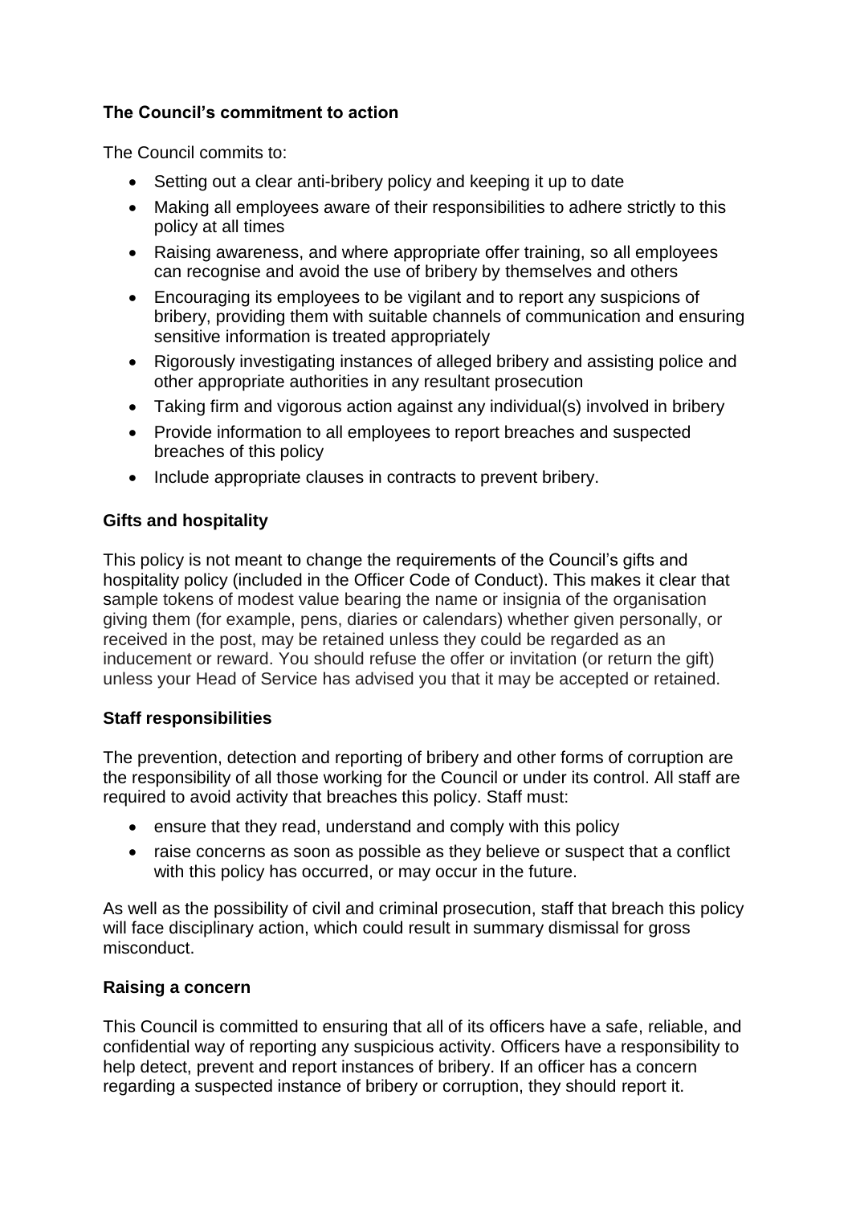### The Council's commitment to action

The Council commits to:

- Setting out a clear anti-bribery policy and keeping it up to date
- Making all employees aware of their responsibilities to adhere strictly to this policy at all times
- Raising awareness, and where appropriate offer training, so all employees can recognise and avoid the use of bribery by themselves and others
- Encouraging its employees to be vigilant and to report any suspicions of bribery, providing them with suitable channels of communication and ensuring sensitive information is treated appropriately
- Rigorously investigating instances of alleged bribery and assisting police and other appropriate authorities in any resultant prosecution
- Taking firm and vigorous action against any individual(s) involved in bribery
- Provide information to all employees to report breaches and suspected breaches of this policy
- Include appropriate clauses in contracts to prevent bribery.

### Gifts and hospitality

This policy is not meant to change the requirements of the Council's gifts and hospitality policy (included in the Officer Code of Conduct). This makes it clear that sample tokens of modest value bearing the name or insignia of the organisation giving them (for example, pens, diaries or calendars) whether given personally, or received in the post, may be retained unless they could be regarded as an inducement or reward. You should refuse the offer or invitation (or return the gift) unless your Head of Service has advised you that it may be accepted or retained.

### Staff responsibilities

The prevention, detection and reporting of bribery and other forms of corruption are the responsibility of all those working for the Council or under its control. All staff are required to avoid activity that breaches this policy. Staff must:

- ensure that they read, understand and comply with this policy
- raise concerns as soon as possible as they believe or suspect that a conflict with this policy has occurred, or may occur in the future.

As well as the possibility of civil and criminal prosecution, staff that breach this policy will face disciplinary action, which could result in summary dismissal for gross misconduct.

### Raising a concern

This Council is committed to ensuring that all of its officers have a safe, reliable, and confidential way of reporting any suspicious activity. Officers have a responsibility to help detect, prevent and report instances of bribery. If an officer has a concern regarding a suspected instance of bribery or corruption, they should report it.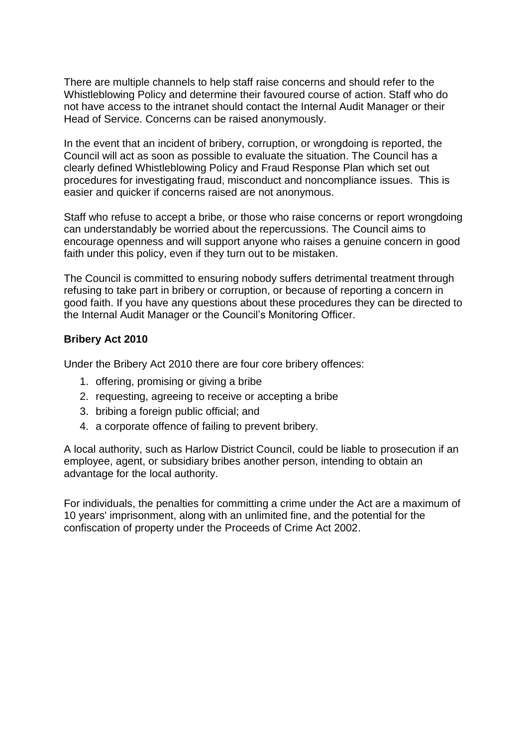There are multiple channels to help staff raise concerns and should refer to the Whistleblowing Policy and determine their favoured course of action. Staff who do not have access to the intranet should contact the Internal Audit Manager or their Head of Service. Concerns can be raised anonymously.

In the event that an incident of bribery, corruption, or wrongdoing is reported, the Council will act as soon as possible to evaluate the situation. The Council has a clearly defined Whistleblowing Policy and Fraud Response Plan which set out procedures for investigating fraud, misconduct and noncompliance issues. This is easier and quicker if concerns raised are not anonymous.

Staff who refuse to accept a bribe, or those who raise concerns or report wrongdoing can understandably be worried about the repercussions. The Council aims to encourage openness and will support anyone who raises a genuine concern in good faith under this policy, even if they turn out to be mistaken.

The Council is committed to ensuring nobody suffers detrimental treatment through refusing to take part in bribery or corruption, or because of reporting a concern in good faith. If you have any questions about these procedures they can be directed to the Internal Audit Manager or the Council's Monitoring Officer.

**Bribery Act 2010**

Under the Bribery Act 2010 there are four core bribery offences:

1. offering, promising or giving a bribe
2. requesting, agreeing to receive or accepting a bribe
3. bribing a foreign public official; and
4. a corporate offence of failing to prevent bribery.

A local authority, such as Harlow District Council, could be liable to prosecution if an employee, agent, or subsidiary bribes another person, intending to obtain an advantage for the local authority.

For individuals, the penalties for committing a crime under the Act are a maximum of 10 years' imprisonment, along with an unlimited fine, and the potential for the confiscation of property under the Proceeds of Crime Act 2002.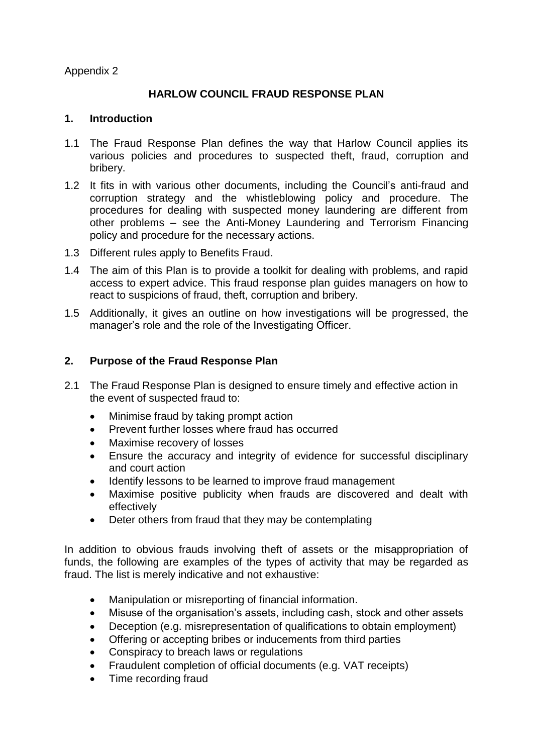Appendix 2

## HARLOW COUNCIL FRAUD RESPONSE PLAN

### 1. Introduction

1.1 The Fraud Response Plan defines the way that Harlow Council applies its various policies and procedures to suspected theft, fraud, corruption and bribery.

1.2 It fits in with various other documents, including the Council's anti-fraud and corruption strategy and the whistleblowing policy and procedure. The procedures for dealing with suspected money laundering are different from other problems – see the Anti-Money Laundering and Terrorism Financing policy and procedure for the necessary actions.

1.3 Different rules apply to Benefits Fraud.

1.4 The aim of this Plan is to provide a toolkit for dealing with problems, and rapid access to expert advice. This fraud response plan guides managers on how to react to suspicions of fraud, theft, corruption and bribery.

1.5 Additionally, it gives an outline on how investigations will be progressed, the manager's role and the role of the Investigating Officer.

### 2. Purpose of the Fraud Response Plan

2.1 The Fraud Response Plan is designed to ensure timely and effective action in the event of suspected fraud to:

- Minimise fraud by taking prompt action
- Prevent further losses where fraud has occurred
- Maximise recovery of losses
- Ensure the accuracy and integrity of evidence for successful disciplinary and court action
- Identify lessons to be learned to improve fraud management
- Maximise positive publicity when frauds are discovered and dealt with effectively
- Deter others from fraud that they may be contemplating

In addition to obvious frauds involving theft of assets or the misappropriation of funds, the following are examples of the types of activity that may be regarded as fraud. The list is merely indicative and not exhaustive:

- Manipulation or misreporting of financial information.
- Misuse of the organisation's assets, including cash, stock and other assets
- Deception (e.g. misrepresentation of qualifications to obtain employment)
- Offering or accepting bribes or inducements from third parties
- Conspiracy to breach laws or regulations
- Fraudulent completion of official documents (e.g. VAT receipts)
- Time recording fraud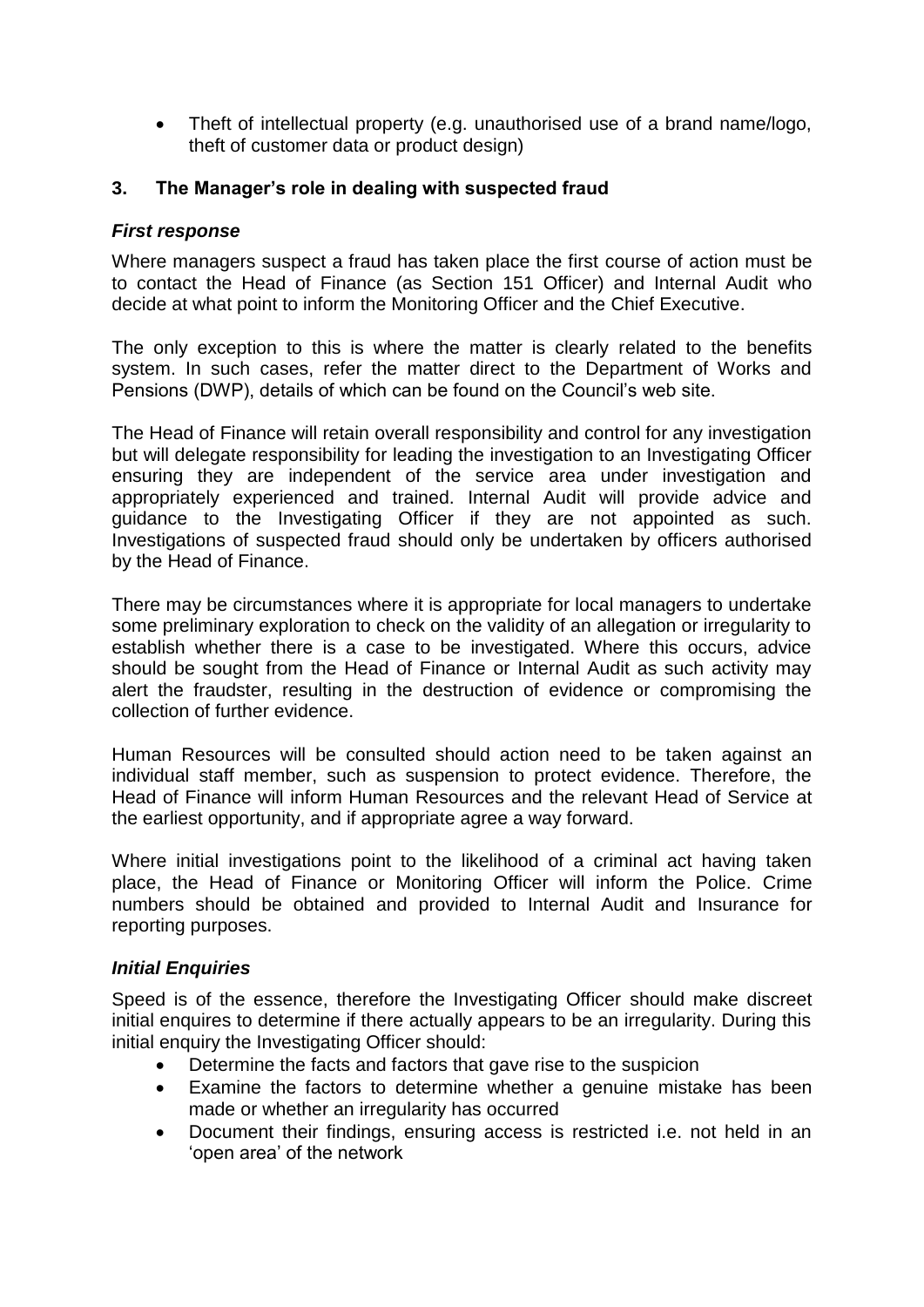- Theft of intellectual property (e.g. unauthorised use of a brand name/logo, theft of customer data or product design)

## 3. The Manager's role in dealing with suspected fraud

### *First response*

Where managers suspect a fraud has taken place the first course of action must be to contact the Head of Finance (as Section 151 Officer) and Internal Audit who decide at what point to inform the Monitoring Officer and the Chief Executive.

The only exception to this is where the matter is clearly related to the benefits system. In such cases, refer the matter direct to the Department of Works and Pensions (DWP), details of which can be found on the Council's web site.

The Head of Finance will retain overall responsibility and control for any investigation but will delegate responsibility for leading the investigation to an Investigating Officer ensuring they are independent of the service area under investigation and appropriately experienced and trained. Internal Audit will provide advice and guidance to the Investigating Officer if they are not appointed as such. Investigations of suspected fraud should only be undertaken by officers authorised by the Head of Finance.

There may be circumstances where it is appropriate for local managers to undertake some preliminary exploration to check on the validity of an allegation or irregularity to establish whether there is a case to be investigated. Where this occurs, advice should be sought from the Head of Finance or Internal Audit as such activity may alert the fraudster, resulting in the destruction of evidence or compromising the collection of further evidence.

Human Resources will be consulted should action need to be taken against an individual staff member, such as suspension to protect evidence. Therefore, the Head of Finance will inform Human Resources and the relevant Head of Service at the earliest opportunity, and if appropriate agree a way forward.

Where initial investigations point to the likelihood of a criminal act having taken place, the Head of Finance or Monitoring Officer will inform the Police. Crime numbers should be obtained and provided to Internal Audit and Insurance for reporting purposes.

### *Initial Enquiries*

Speed is of the essence, therefore the Investigating Officer should make discreet initial enquires to determine if there actually appears to be an irregularity. During this initial enquiry the Investigating Officer should:

- Determine the facts and factors that gave rise to the suspicion
- Examine the factors to determine whether a genuine mistake has been made or whether an irregularity has occurred
- Document their findings, ensuring access is restricted i.e. not held in an 'open area' of the network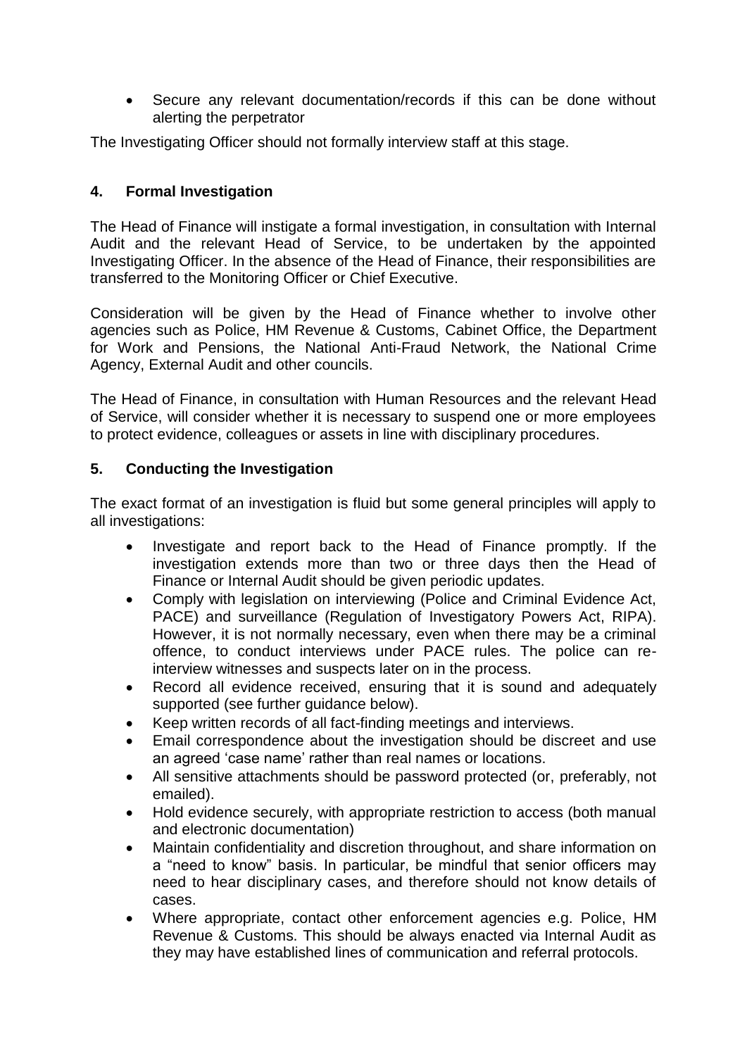- Secure any relevant documentation/records if this can be done without alerting the perpetrator

The Investigating Officer should not formally interview staff at this stage.

## 4. Formal Investigation

The Head of Finance will instigate a formal investigation, in consultation with Internal Audit and the relevant Head of Service, to be undertaken by the appointed Investigating Officer. In the absence of the Head of Finance, their responsibilities are transferred to the Monitoring Officer or Chief Executive.

Consideration will be given by the Head of Finance whether to involve other agencies such as Police, HM Revenue & Customs, Cabinet Office, the Department for Work and Pensions, the National Anti-Fraud Network, the National Crime Agency, External Audit and other councils.

The Head of Finance, in consultation with Human Resources and the relevant Head of Service, will consider whether it is necessary to suspend one or more employees to protect evidence, colleagues or assets in line with disciplinary procedures.

## 5. Conducting the Investigation

The exact format of an investigation is fluid but some general principles will apply to all investigations:

- Investigate and report back to the Head of Finance promptly. If the investigation extends more than two or three days then the Head of Finance or Internal Audit should be given periodic updates.
- Comply with legislation on interviewing (Police and Criminal Evidence Act, PACE) and surveillance (Regulation of Investigatory Powers Act, RIPA). However, it is not normally necessary, even when there may be a criminal offence, to conduct interviews under PACE rules. The police can re-interview witnesses and suspects later on in the process.
- Record all evidence received, ensuring that it is sound and adequately supported (see further guidance below).
- Keep written records of all fact-finding meetings and interviews.
- Email correspondence about the investigation should be discreet and use an agreed 'case name' rather than real names or locations.
- All sensitive attachments should be password protected (or, preferably, not emailed).
- Hold evidence securely, with appropriate restriction to access (both manual and electronic documentation)
- Maintain confidentiality and discretion throughout, and share information on a "need to know" basis. In particular, be mindful that senior officers may need to hear disciplinary cases, and therefore should not know details of cases.
- Where appropriate, contact other enforcement agencies e.g. Police, HM Revenue & Customs. This should be always enacted via Internal Audit as they may have established lines of communication and referral protocols.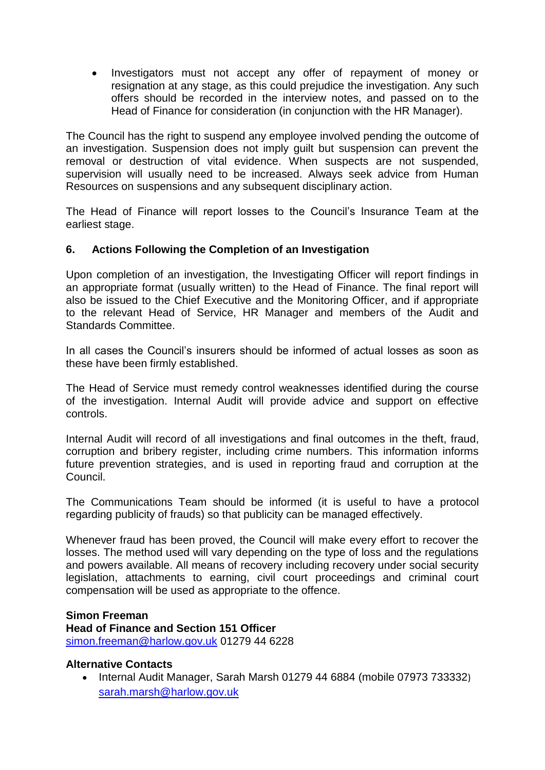- Investigators must not accept any offer of repayment of money or resignation at any stage, as this could prejudice the investigation. Any such offers should be recorded in the interview notes, and passed on to the Head of Finance for consideration (in conjunction with the HR Manager).

The Council has the right to suspend any employee involved pending the outcome of an investigation. Suspension does not imply guilt but suspension can prevent the removal or destruction of vital evidence. When suspects are not suspended, supervision will usually need to be increased. Always seek advice from Human Resources on suspensions and any subsequent disciplinary action.

The Head of Finance will report losses to the Council's Insurance Team at the earliest stage.

### 6. Actions Following the Completion of an Investigation

Upon completion of an investigation, the Investigating Officer will report findings in an appropriate format (usually written) to the Head of Finance. The final report will also be issued to the Chief Executive and the Monitoring Officer, and if appropriate to the relevant Head of Service, HR Manager and members of the Audit and Standards Committee.

In all cases the Council's insurers should be informed of actual losses as soon as these have been firmly established.

The Head of Service must remedy control weaknesses identified during the course of the investigation. Internal Audit will provide advice and support on effective controls.

Internal Audit will record of all investigations and final outcomes in the theft, fraud, corruption and bribery register, including crime numbers. This information informs future prevention strategies, and is used in reporting fraud and corruption at the Council.

The Communications Team should be informed (it is useful to have a protocol regarding publicity of frauds) so that publicity can be managed effectively.

Whenever fraud has been proved, the Council will make every effort to recover the losses. The method used will vary depending on the type of loss and the regulations and powers available. All means of recovery including recovery under social security legislation, attachments to earning, civil court proceedings and criminal court compensation will be used as appropriate to the offence.

**Simon Freeman**
**Head of Finance and Section 151 Officer**
simon.freeman@harlow.gov.uk 01279 44 6228

**Alternative Contacts**

- Internal Audit Manager, Sarah Marsh 01279 44 6884 (mobile 07973 733332) sarah.marsh@harlow.gov.uk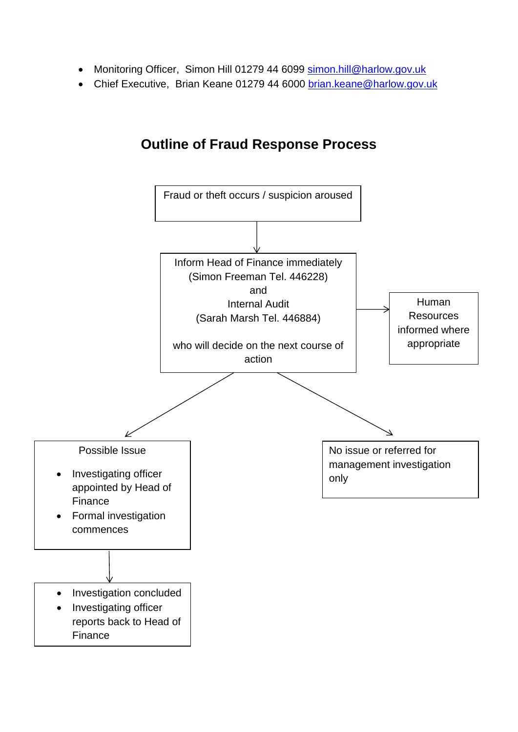- Monitoring Officer, Simon Hill 01279 44 6099 simon.hill@harlow.gov.uk
- Chief Executive, Brian Keane 01279 44 6000 brian.keane@harlow.gov.uk

## Outline of Fraud Response Process

Fraud or theft occurs / suspicion aroused

Inform Head of Finance immediately
(Simon Freeman Tel. 446228)
and
Internal Audit
(Sarah Marsh Tel. 446884)

who will decide on the next course of action

Human Resources informed where appropriate

Possible Issue

- Investigating officer appointed by Head of Finance
- Formal investigation commences

No issue or referred for management investigation only

- Investigation concluded
- Investigating officer reports back to Head of Finance